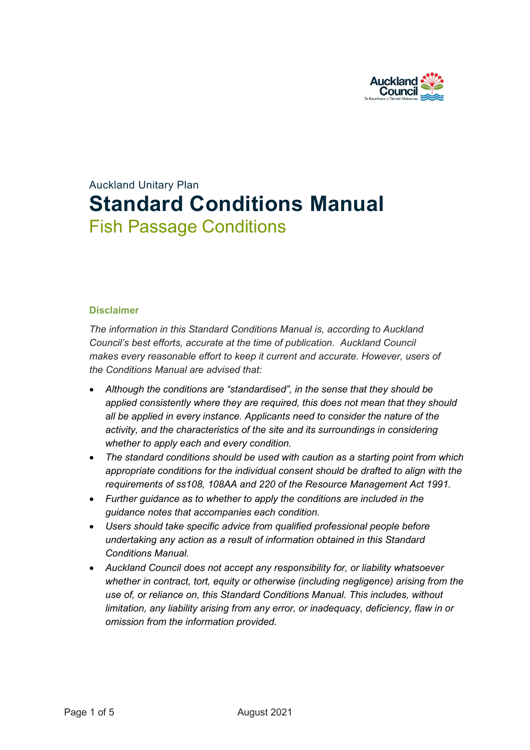Auckland Unitary Plan

# Standard Conditions Manual

## Fish Passage Conditions

### Disclaimer

*The information in this Standard Conditions Manual is, according to Auckland Council's best efforts, accurate at the time of publication. Auckland Council makes every reasonable effort to keep it current and accurate. However, users of the Conditions Manual are advised that:*

- *Although the conditions are "standardised", in the sense that they should be applied consistently where they are required, this does not mean that they should all be applied in every instance. Applicants need to consider the nature of the activity, and the characteristics of the site and its surroundings in considering whether to apply each and every condition.*
- *The standard conditions should be used with caution as a starting point from which appropriate conditions for the individual consent should be drafted to align with the requirements of ss108, 108AA and 220 of the Resource Management Act 1991.*
- *Further guidance as to whether to apply the conditions are included in the guidance notes that accompanies each condition.*
- *Users should take specific advice from qualified professional people before undertaking any action as a result of information obtained in this Standard Conditions Manual.*
- *Auckland Council does not accept any responsibility for, or liability whatsoever whether in contract, tort, equity or otherwise (including negligence) arising from the use of, or reliance on, this Standard Conditions Manual. This includes, without limitation, any liability arising from any error, or inadequacy, deficiency, flaw in or omission from the information provided.*

August 2021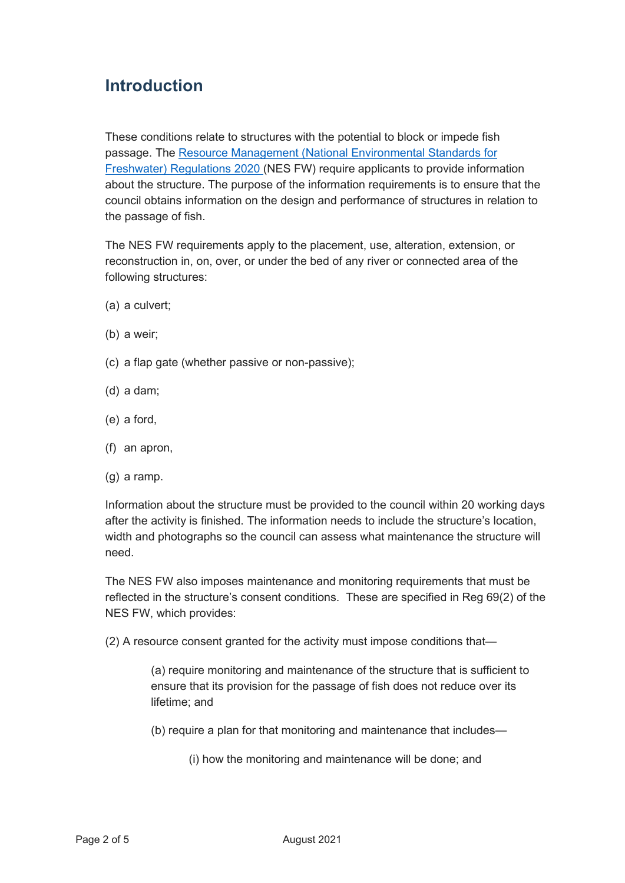## Introduction

These conditions relate to structures with the potential to block or impede fish passage. The [Resource Management (National Environmental Standards for Freshwater) Regulations 2020](#) (NES FW) require applicants to provide information about the structure. The purpose of the information requirements is to ensure that the council obtains information on the design and performance of structures in relation to the passage of fish.

The NES FW requirements apply to the placement, use, alteration, extension, or reconstruction in, on, over, or under the bed of any river or connected area of the following structures:

(a) a culvert;

(b) a weir;

(c) a flap gate (whether passive or non-passive);

(d) a dam;

(e) a ford,

(f) an apron,

(g) a ramp.

Information about the structure must be provided to the council within 20 working days after the activity is finished. The information needs to include the structure's location, width and photographs so the council can assess what maintenance the structure will need.

The NES FW also imposes maintenance and monitoring requirements that must be reflected in the structure's consent conditions. These are specified in Reg 69(2) of the NES FW, which provides:

(2) A resource consent granted for the activity must impose conditions that—

> (a) require monitoring and maintenance of the structure that is sufficient to ensure that its provision for the passage of fish does not reduce over its lifetime; and
>
> (b) require a plan for that monitoring and maintenance that includes—
>
> > (i) how the monitoring and maintenance will be done; and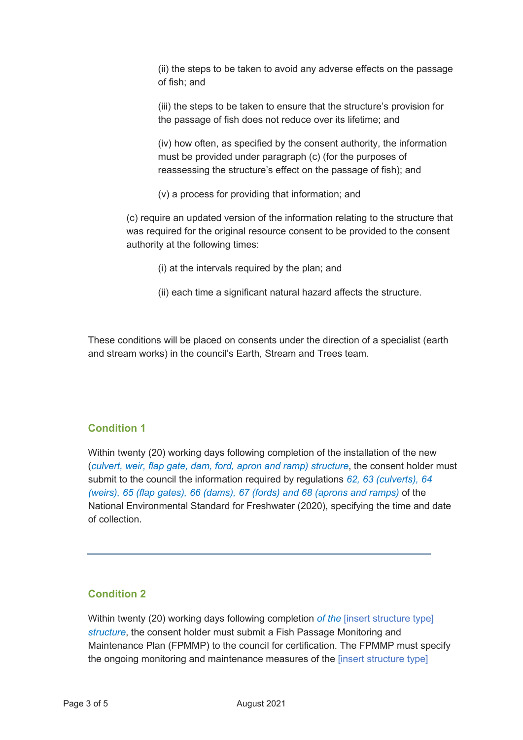(ii) the steps to be taken to avoid any adverse effects on the passage of fish; and

(iii) the steps to be taken to ensure that the structure's provision for the passage of fish does not reduce over its lifetime; and

(iv) how often, as specified by the consent authority, the information must be provided under paragraph (c) (for the purposes of reassessing the structure's effect on the passage of fish); and

(v) a process for providing that information; and

(c) require an updated version of the information relating to the structure that was required for the original resource consent to be provided to the consent authority at the following times:

(i) at the intervals required by the plan; and

(ii) each time a significant natural hazard affects the structure.

These conditions will be placed on consents under the direction of a specialist (earth and stream works) in the council's Earth, Stream and Trees team.

---

### Condition 1

Within twenty (20) working days following completion of the installation of the new (*culvert, weir, flap gate, dam, ford, apron and ramp) structure*, the consent holder must submit to the council the information required by regulations *62, 63 (culverts), 64 (weirs), 65 (flap gates), 66 (dams), 67 (fords) and 68 (aprons and ramps)* of the National Environmental Standard for Freshwater (2020), specifying the time and date of collection.

---

### Condition 2

Within twenty (20) working days following completion *of the* [insert structure type] *structure*, the consent holder must submit a Fish Passage Monitoring and Maintenance Plan (FPMMP) to the council for certification. The FPMMP must specify the ongoing monitoring and maintenance measures of the [insert structure type]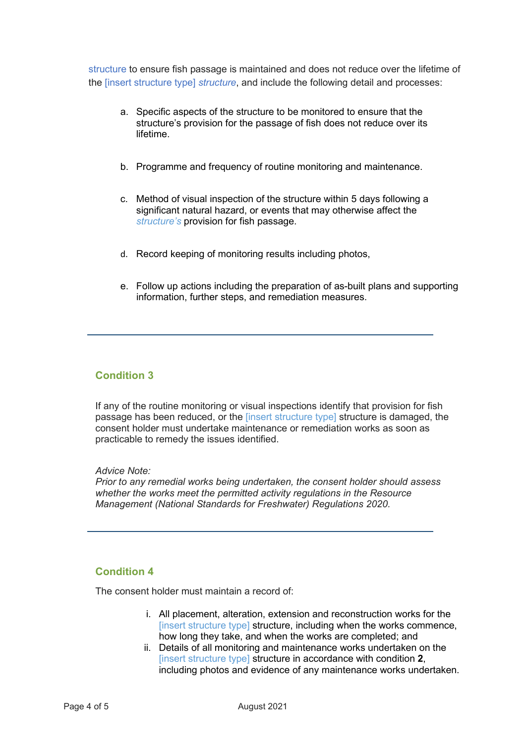structure to ensure fish passage is maintained and does not reduce over the lifetime of the [insert structure type] *structure*, and include the following detail and processes:

a. Specific aspects of the structure to be monitored to ensure that the structure's provision for the passage of fish does not reduce over its lifetime.

b. Programme and frequency of routine monitoring and maintenance.

c. Method of visual inspection of the structure within 5 days following a significant natural hazard, or events that may otherwise affect the *structure's* provision for fish passage.

d. Record keeping of monitoring results including photos,

e. Follow up actions including the preparation of as-built plans and supporting information, further steps, and remediation measures.

---

## Condition 3

If any of the routine monitoring or visual inspections identify that provision for fish passage has been reduced, or the [insert structure type] structure is damaged, the consent holder must undertake maintenance or remediation works as soon as practicable to remedy the issues identified.

*Advice Note:*
*Prior to any remedial works being undertaken, the consent holder should assess whether the works meet the permitted activity regulations in the Resource Management (National Standards for Freshwater) Regulations 2020.*

---

## Condition 4

The consent holder must maintain a record of:

i. All placement, alteration, extension and reconstruction works for the [insert structure type] structure, including when the works commence, how long they take, and when the works are completed; and
ii. Details of all monitoring and maintenance works undertaken on the [insert structure type] structure in accordance with condition **2**, including photos and evidence of any maintenance works undertaken.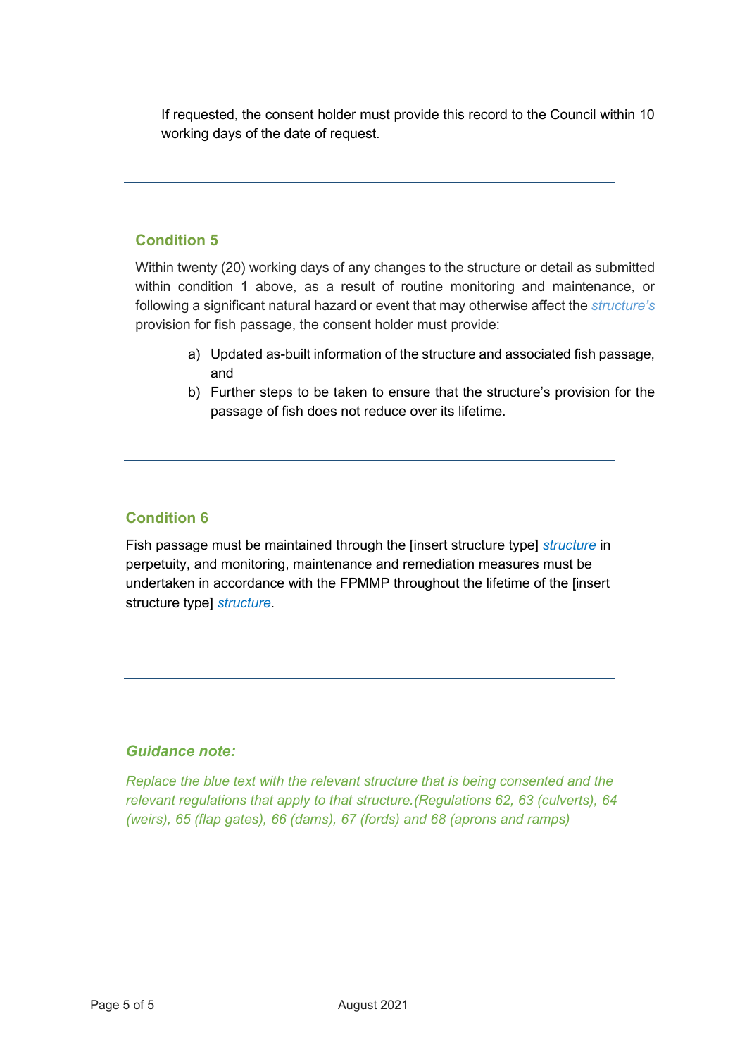If requested, the consent holder must provide this record to the Council within 10 working days of the date of request.

---

### Condition 5

Within twenty (20) working days of any changes to the structure or detail as submitted within condition 1 above, as a result of routine monitoring and maintenance, or following a significant natural hazard or event that may otherwise affect the *structure's* provision for fish passage, the consent holder must provide:

a) Updated as-built information of the structure and associated fish passage, and
b) Further steps to be taken to ensure that the structure's provision for the passage of fish does not reduce over its lifetime.

---

### Condition 6

Fish passage must be maintained through the [insert structure type] *structure* in perpetuity, and monitoring, maintenance and remediation measures must be undertaken in accordance with the FPMMP throughout the lifetime of the [insert structure type] *structure*.

---

***Guidance note:***

*Replace the blue text with the relevant structure that is being consented and the relevant regulations that apply to that structure.(Regulations 62, 63 (culverts), 64 (weirs), 65 (flap gates), 66 (dams), 67 (fords) and 68 (aprons and ramps)*